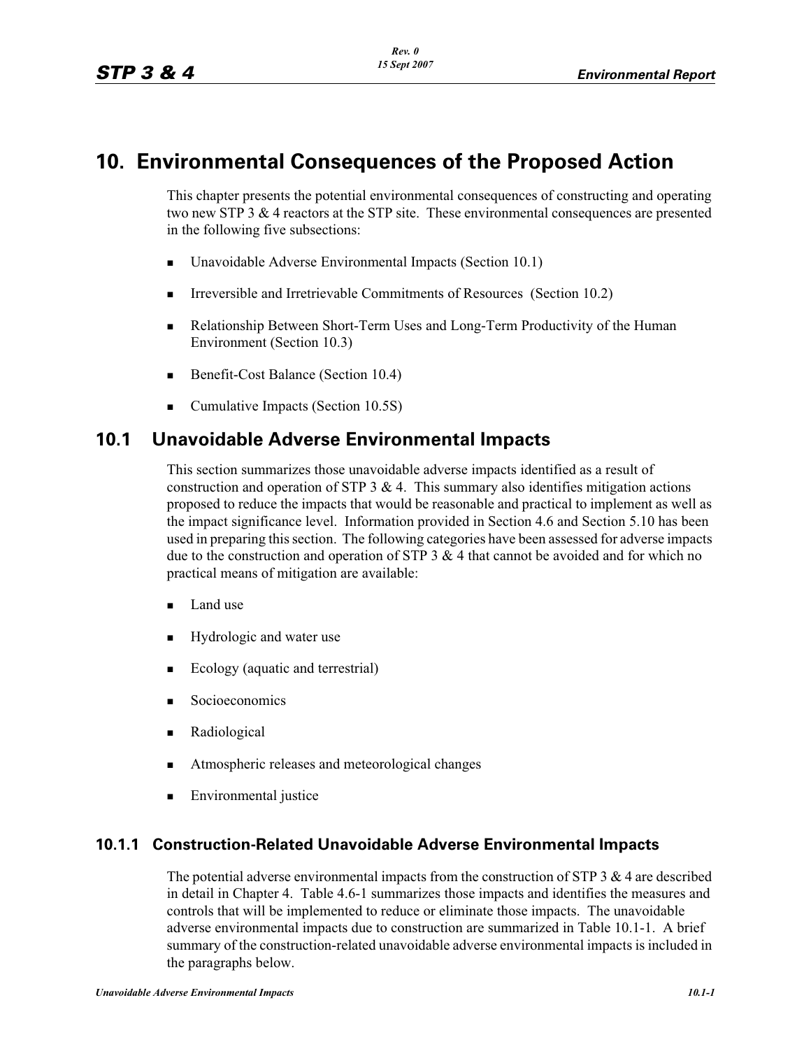# 10. Environmental Consequences of the Proposed Action

This chapter presents the potential environmental consequences of constructing and operating two new STP 3 & 4 reactors at the STP site. These environmental consequences are presented in the following five subsections:

- Unavoidable Adverse Environmental Impacts (Section 10.1)
- Irreversible and Irretrievable Commitments of Resources (Section 10.2)
- Relationship Between Short-Term Uses and Long-Term Productivity of the Human Environment (Section 10.3)
- Benefit-Cost Balance (Section 10.4)
- Cumulative Impacts (Section 10.5S)

## 10.1 Unavoidable Adverse Environmental Impacts

This section summarizes those unavoidable adverse impacts identified as a result of construction and operation of STP 3 & 4. This summary also identifies mitigation actions proposed to reduce the impacts that would be reasonable and practical to implement as well as the impact significance level. Information provided in Section 4.6 and Section 5.10 has been used in preparing this section. The following categories have been assessed for adverse impacts due to the construction and operation of STP 3 & 4 that cannot be avoided and for which no practical means of mitigation are available:

- Land use
- Hydrologic and water use
- Ecology (aquatic and terrestrial)
- Socioeconomics
- Radiological
- Atmospheric releases and meteorological changes
- Environmental justice

### 10.1.1 Construction-Related Unavoidable Adverse Environmental Impacts

The potential adverse environmental impacts from the construction of STP 3 & 4 are described in detail in Chapter 4. Table 4.6-1 summarizes those impacts and identifies the measures and controls that will be implemented to reduce or eliminate those impacts. The unavoidable adverse environmental impacts due to construction are summarized in Table 10.1-1. A brief summary of the construction-related unavoidable adverse environmental impacts is included in the paragraphs below.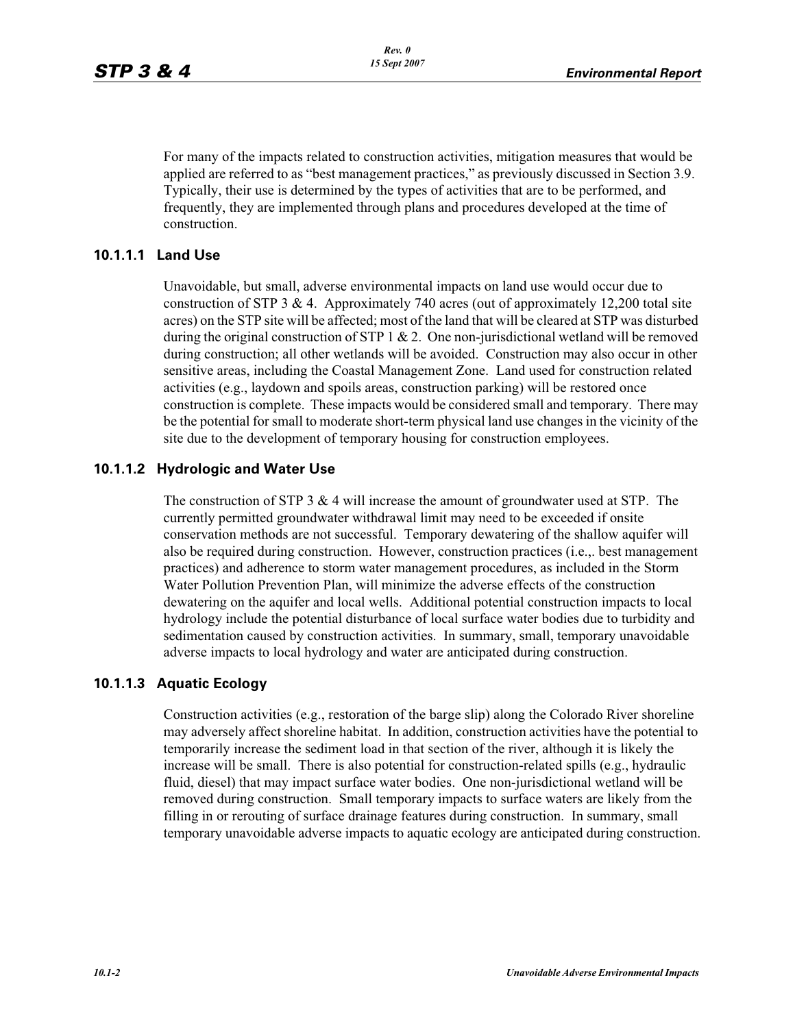For many of the impacts related to construction activities, mitigation measures that would be applied are referred to as "best management practices," as previously discussed in Section 3.9. Typically, their use is determined by the types of activities that are to be performed, and frequently, they are implemented through plans and procedures developed at the time of construction.

### 10.1.1.1 Land Use

Unavoidable, but small, adverse environmental impacts on land use would occur due to construction of STP 3 & 4. Approximately 740 acres (out of approximately 12,200 total site acres) on the STP site will be affected; most of the land that will be cleared at STP was disturbed during the original construction of STP 1 & 2. One non-jurisdictional wetland will be removed during construction; all other wetlands will be avoided. Construction may also occur in other sensitive areas, including the Coastal Management Zone. Land used for construction related activities (e.g., laydown and spoils areas, construction parking) will be restored once construction is complete. These impacts would be considered small and temporary. There may be the potential for small to moderate short-term physical land use changes in the vicinity of the site due to the development of temporary housing for construction employees.

### 10.1.1.2 Hydrologic and Water Use

The construction of STP 3 & 4 will increase the amount of groundwater used at STP. The currently permitted groundwater withdrawal limit may need to be exceeded if onsite conservation methods are not successful. Temporary dewatering of the shallow aquifer will also be required during construction. However, construction practices (i.e.,. best management practices) and adherence to storm water management procedures, as included in the Storm Water Pollution Prevention Plan, will minimize the adverse effects of the construction dewatering on the aquifer and local wells. Additional potential construction impacts to local hydrology include the potential disturbance of local surface water bodies due to turbidity and sedimentation caused by construction activities. In summary, small, temporary unavoidable adverse impacts to local hydrology and water are anticipated during construction.

### 10.1.1.3 Aquatic Ecology

Construction activities (e.g., restoration of the barge slip) along the Colorado River shoreline may adversely affect shoreline habitat. In addition, construction activities have the potential to temporarily increase the sediment load in that section of the river, although it is likely the increase will be small. There is also potential for construction-related spills (e.g., hydraulic fluid, diesel) that may impact surface water bodies. One non-jurisdictional wetland will be removed during construction. Small temporary impacts to surface waters are likely from the filling in or rerouting of surface drainage features during construction. In summary, small temporary unavoidable adverse impacts to aquatic ecology are anticipated during construction.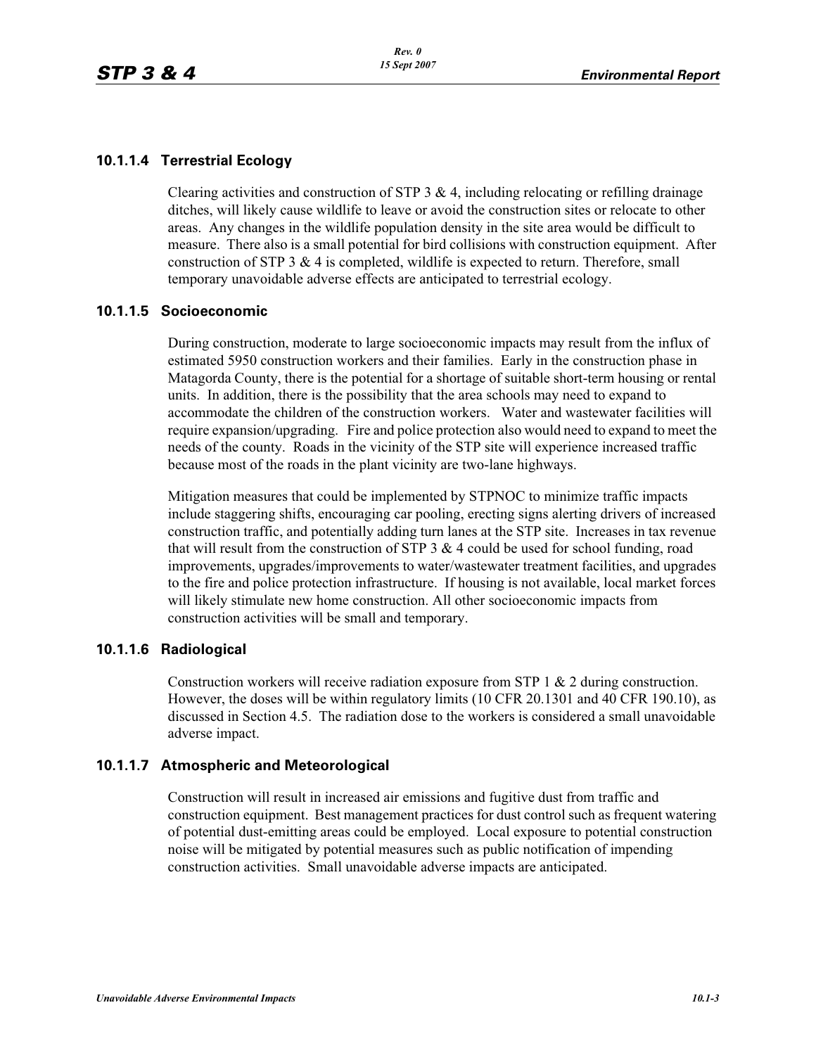### 10.1.1.4 Terrestrial Ecology

Clearing activities and construction of STP 3 & 4, including relocating or refilling drainage ditches, will likely cause wildlife to leave or avoid the construction sites or relocate to other areas. Any changes in the wildlife population density in the site area would be difficult to measure. There also is a small potential for bird collisions with construction equipment. After construction of STP 3 & 4 is completed, wildlife is expected to return. Therefore, small temporary unavoidable adverse effects are anticipated to terrestrial ecology.

### 10.1.1.5 Socioeconomic

During construction, moderate to large socioeconomic impacts may result from the influx of estimated 5950 construction workers and their families. Early in the construction phase in Matagorda County, there is the potential for a shortage of suitable short-term housing or rental units. In addition, there is the possibility that the area schools may need to expand to accommodate the children of the construction workers. Water and wastewater facilities will require expansion/upgrading. Fire and police protection also would need to expand to meet the needs of the county. Roads in the vicinity of the STP site will experience increased traffic because most of the roads in the plant vicinity are two-lane highways.

Mitigation measures that could be implemented by STPNOC to minimize traffic impacts include staggering shifts, encouraging car pooling, erecting signs alerting drivers of increased construction traffic, and potentially adding turn lanes at the STP site. Increases in tax revenue that will result from the construction of STP 3 & 4 could be used for school funding, road improvements, upgrades/improvements to water/wastewater treatment facilities, and upgrades to the fire and police protection infrastructure. If housing is not available, local market forces will likely stimulate new home construction. All other socioeconomic impacts from construction activities will be small and temporary.

### 10.1.1.6 Radiological

Construction workers will receive radiation exposure from STP 1 & 2 during construction. However, the doses will be within regulatory limits (10 CFR 20.1301 and 40 CFR 190.10), as discussed in Section 4.5. The radiation dose to the workers is considered a small unavoidable adverse impact.

### 10.1.1.7 Atmospheric and Meteorological

Construction will result in increased air emissions and fugitive dust from traffic and construction equipment. Best management practices for dust control such as frequent watering of potential dust-emitting areas could be employed. Local exposure to potential construction noise will be mitigated by potential measures such as public notification of impending construction activities. Small unavoidable adverse impacts are anticipated.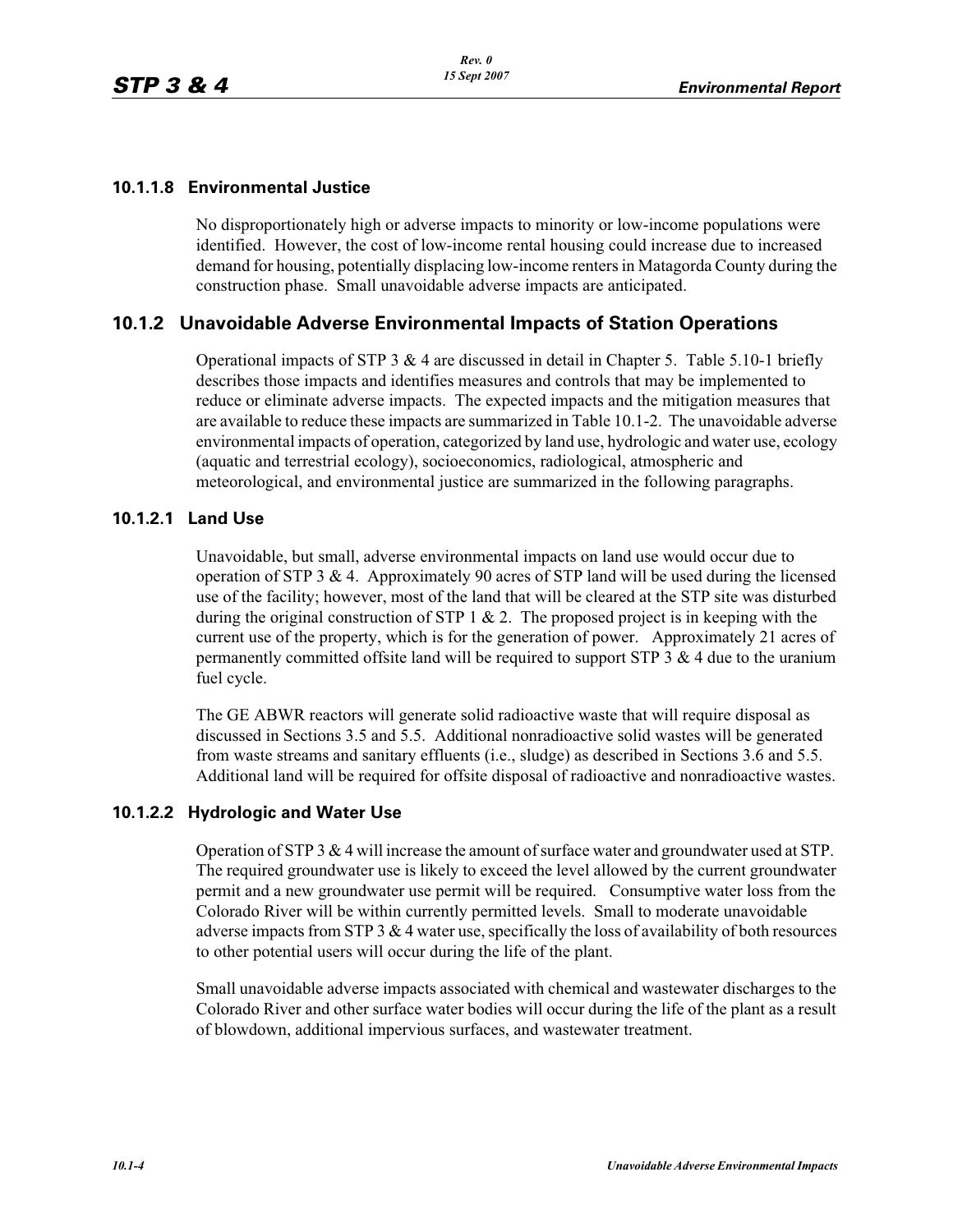### 10.1.1.8 Environmental Justice

No disproportionately high or adverse impacts to minority or low-income populations were identified. However, the cost of low-income rental housing could increase due to increased demand for housing, potentially displacing low-income renters in Matagorda County during the construction phase. Small unavoidable adverse impacts are anticipated.

## 10.1.2 Unavoidable Adverse Environmental Impacts of Station Operations

Operational impacts of STP 3 & 4 are discussed in detail in Chapter 5. Table 5.10-1 briefly describes those impacts and identifies measures and controls that may be implemented to reduce or eliminate adverse impacts. The expected impacts and the mitigation measures that are available to reduce these impacts are summarized in Table 10.1-2. The unavoidable adverse environmental impacts of operation, categorized by land use, hydrologic and water use, ecology (aquatic and terrestrial ecology), socioeconomics, radiological, atmospheric and meteorological, and environmental justice are summarized in the following paragraphs.

### 10.1.2.1 Land Use

Unavoidable, but small, adverse environmental impacts on land use would occur due to operation of STP 3 & 4. Approximately 90 acres of STP land will be used during the licensed use of the facility; however, most of the land that will be cleared at the STP site was disturbed during the original construction of STP 1 & 2. The proposed project is in keeping with the current use of the property, which is for the generation of power. Approximately 21 acres of permanently committed offsite land will be required to support STP 3 & 4 due to the uranium fuel cycle.

The GE ABWR reactors will generate solid radioactive waste that will require disposal as discussed in Sections 3.5 and 5.5. Additional nonradioactive solid wastes will be generated from waste streams and sanitary effluents (i.e., sludge) as described in Sections 3.6 and 5.5. Additional land will be required for offsite disposal of radioactive and nonradioactive wastes.

### 10.1.2.2 Hydrologic and Water Use

Operation of STP 3 & 4 will increase the amount of surface water and groundwater used at STP. The required groundwater use is likely to exceed the level allowed by the current groundwater permit and a new groundwater use permit will be required. Consumptive water loss from the Colorado River will be within currently permitted levels. Small to moderate unavoidable adverse impacts from STP 3 & 4 water use, specifically the loss of availability of both resources to other potential users will occur during the life of the plant.

Small unavoidable adverse impacts associated with chemical and wastewater discharges to the Colorado River and other surface water bodies will occur during the life of the plant as a result of blowdown, additional impervious surfaces, and wastewater treatment.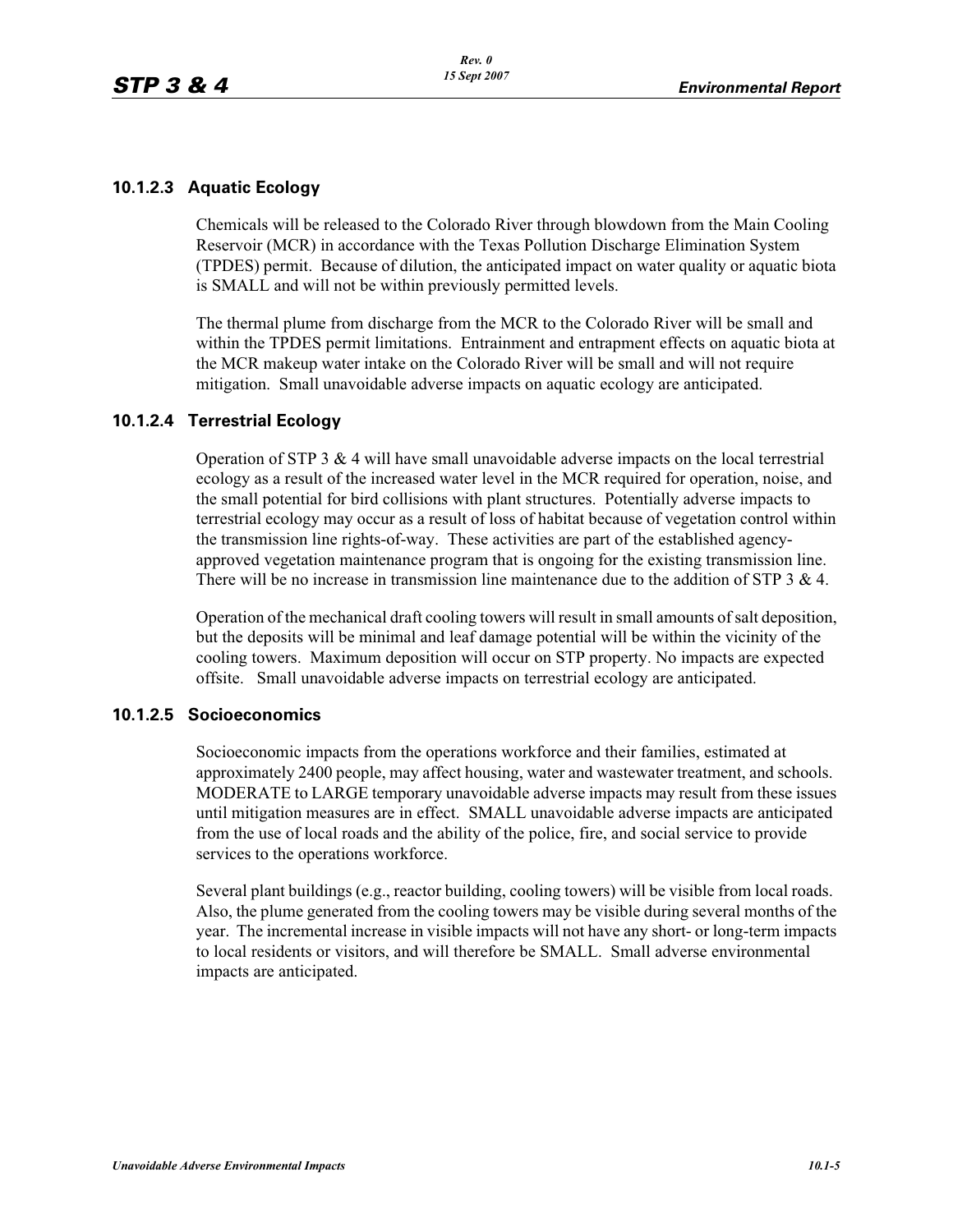### 10.1.2.3 Aquatic Ecology

Chemicals will be released to the Colorado River through blowdown from the Main Cooling Reservoir (MCR) in accordance with the Texas Pollution Discharge Elimination System (TPDES) permit. Because of dilution, the anticipated impact on water quality or aquatic biota is SMALL and will not be within previously permitted levels.

The thermal plume from discharge from the MCR to the Colorado River will be small and within the TPDES permit limitations. Entrainment and entrapment effects on aquatic biota at the MCR makeup water intake on the Colorado River will be small and will not require mitigation. Small unavoidable adverse impacts on aquatic ecology are anticipated.

### 10.1.2.4 Terrestrial Ecology

Operation of STP 3 & 4 will have small unavoidable adverse impacts on the local terrestrial ecology as a result of the increased water level in the MCR required for operation, noise, and the small potential for bird collisions with plant structures. Potentially adverse impacts to terrestrial ecology may occur as a result of loss of habitat because of vegetation control within the transmission line rights-of-way. These activities are part of the established agency-approved vegetation maintenance program that is ongoing for the existing transmission line. There will be no increase in transmission line maintenance due to the addition of STP 3 & 4.

Operation of the mechanical draft cooling towers will result in small amounts of salt deposition, but the deposits will be minimal and leaf damage potential will be within the vicinity of the cooling towers. Maximum deposition will occur on STP property. No impacts are expected offsite. Small unavoidable adverse impacts on terrestrial ecology are anticipated.

### 10.1.2.5 Socioeconomics

Socioeconomic impacts from the operations workforce and their families, estimated at approximately 2400 people, may affect housing, water and wastewater treatment, and schools. MODERATE to LARGE temporary unavoidable adverse impacts may result from these issues until mitigation measures are in effect. SMALL unavoidable adverse impacts are anticipated from the use of local roads and the ability of the police, fire, and social service to provide services to the operations workforce.

Several plant buildings (e.g., reactor building, cooling towers) will be visible from local roads. Also, the plume generated from the cooling towers may be visible during several months of the year. The incremental increase in visible impacts will not have any short- or long-term impacts to local residents or visitors, and will therefore be SMALL. Small adverse environmental impacts are anticipated.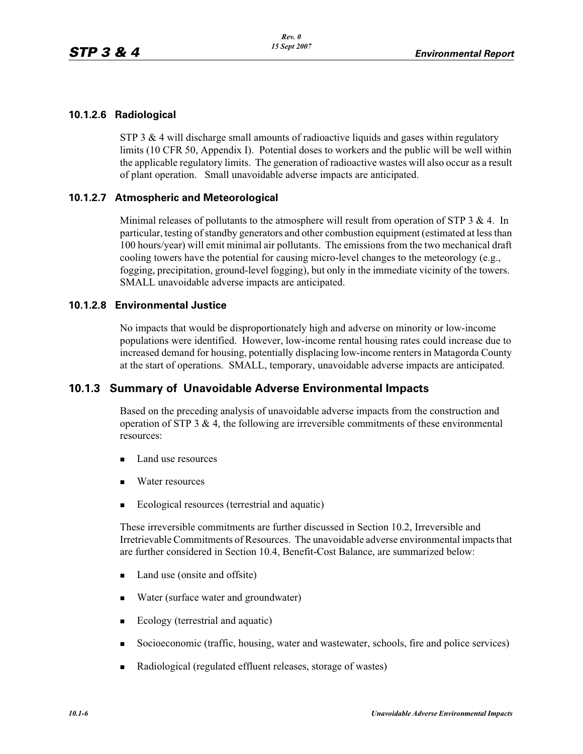### 10.1.2.6 Radiological

STP 3 & 4 will discharge small amounts of radioactive liquids and gases within regulatory limits (10 CFR 50, Appendix I). Potential doses to workers and the public will be well within the applicable regulatory limits. The generation of radioactive wastes will also occur as a result of plant operation. Small unavoidable adverse impacts are anticipated.

### 10.1.2.7 Atmospheric and Meteorological

Minimal releases of pollutants to the atmosphere will result from operation of STP 3 & 4. In particular, testing of standby generators and other combustion equipment (estimated at less than 100 hours/year) will emit minimal air pollutants. The emissions from the two mechanical draft cooling towers have the potential for causing micro-level changes to the meteorology (e.g., fogging, precipitation, ground-level fogging), but only in the immediate vicinity of the towers. SMALL unavoidable adverse impacts are anticipated.

### 10.1.2.8 Environmental Justice

No impacts that would be disproportionately high and adverse on minority or low-income populations were identified. However, low-income rental housing rates could increase due to increased demand for housing, potentially displacing low-income renters in Matagorda County at the start of operations. SMALL, temporary, unavoidable adverse impacts are anticipated.

## 10.1.3 Summary of Unavoidable Adverse Environmental Impacts

Based on the preceding analysis of unavoidable adverse impacts from the construction and operation of STP 3 & 4, the following are irreversible commitments of these environmental resources:

- Land use resources
- Water resources
- Ecological resources (terrestrial and aquatic)

These irreversible commitments are further discussed in Section 10.2, Irreversible and Irretrievable Commitments of Resources. The unavoidable adverse environmental impacts that are further considered in Section 10.4, Benefit-Cost Balance, are summarized below:

- Land use (onsite and offsite)
- Water (surface water and groundwater)
- Ecology (terrestrial and aquatic)
- Socioeconomic (traffic, housing, water and wastewater, schools, fire and police services)
- Radiological (regulated effluent releases, storage of wastes)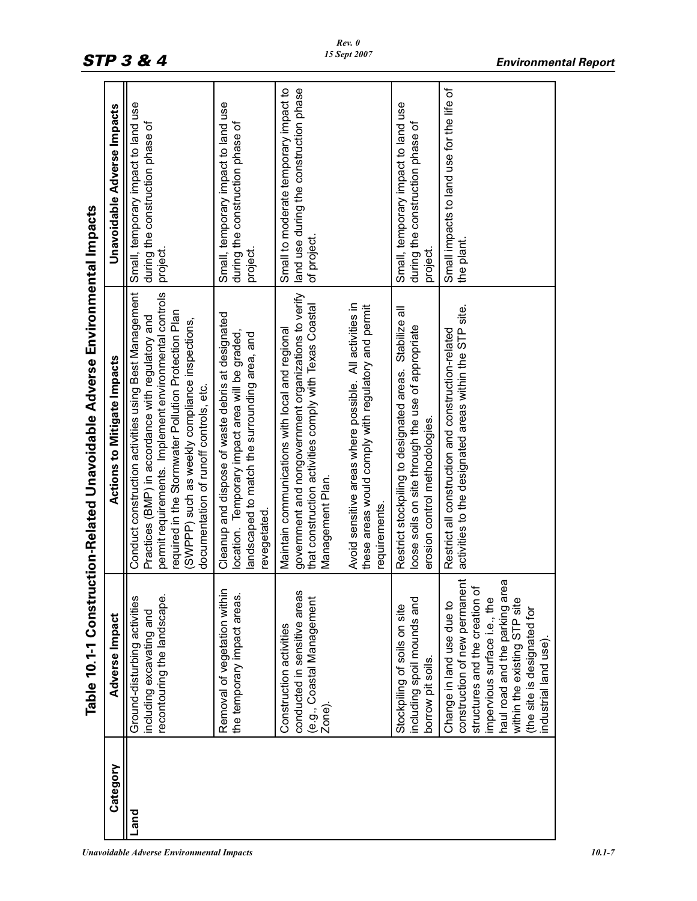## Table 10.1-1 Construction-Related Unavoidable Adverse Environmental Impacts

| Category | Adverse Impact | Actions to Mitigate Impacts | Unavoidable Adverse Impacts |
|---|---|---|---|
| Land | Ground-disturbing activities including excavating and recontouring the landscape. | Conduct construction activities using Best Management Practices (BMP) in accordance with regulatory and permit requirements. Implement environmental controls required in the Stormwater Pollution Protection Plan (SWPPP) such as weekly compliance inspections, documentation of runoff controls, etc. | Small, temporary impact to land use during the construction phase of project. |
| | Removal of vegetation within the temporary impact areas. | Cleanup and dispose of waste debris at designated location. Temporary impact area will be graded, landscaped to match the surrounding area, and revegetated. | Small, temporary impact to land use during the construction phase of project. |
| | Construction activities conducted in sensitive areas (e.g., Coastal Management Zone). | Maintain communications with local and regional government and nongovernment organizations to verify that construction activities comply with Texas Coastal Management Plan.<br><br>Avoid sensitive areas where possible. All activities in these areas would comply with regulatory and permit requirements. | Small to moderate temporary impact to land use during the construction phase of project. |
| | Stockpiling of soils on site including spoil mounds and borrow pit soils. | Restrict stockpiling to designated areas. Stabilize all loose soils on site through the use of appropriate erosion control methodologies. | Small, temporary impact to land use during the construction phase of project. |
| | Change in land use due to construction of new permanent structures and the creation of impervious surface i.e., the haul road and the parking area within the existing STP site (the site is designated for industrial land use). | Restrict all construction and construction-related activities to the designated areas within the STP site. | Small impacts to land use for the life of the plant. |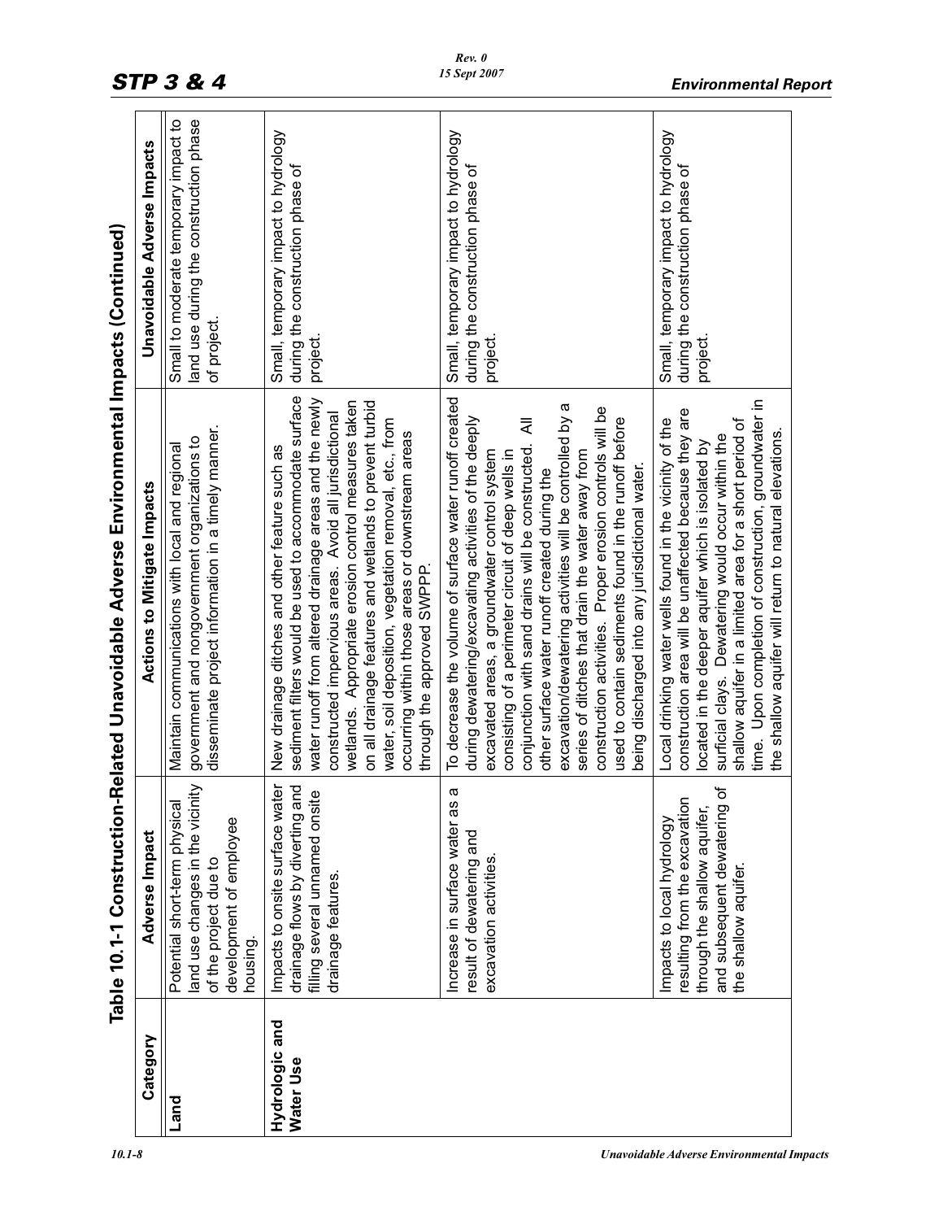## Table 10.1-1 Construction-Related Unavoidable Adverse Environmental Impacts (Continued)

| Category | Adverse Impact | Actions to Mitigate Impacts | Unavoidable Adverse Impacts |
|---|---|---|---|
| **Land** | Potential short-term physical land use changes in the vicinity of the project due to development of employee housing. | Maintain communications with local and regional government and nongovernment organizations to disseminate project information in a timely manner. | Small to moderate temporary impact to land use during the construction phase of project. |
| **Hydrologic and Water Use** | Impacts to onsite surface water drainage flows by diverting and filling several unnamed onsite drainage features. | New drainage ditches and other feature such as sediment filters would be used to accommodate surface water runoff from altered drainage areas and the newly constructed impervious areas. Avoid all jurisdictional wetlands. Appropriate erosion control measures taken on all drainage features and wetlands to prevent turbid water, soil deposition, vegetation removal, etc., from occurring within those areas or downstream areas through the approved SWPPP. | Small, temporary impact to hydrology during the construction phase of project. |
| | Increase in surface water as a result of dewatering and excavation activities. | To decrease the volume of surface water runoff created during dewatering/excavating activities of the deeply excavated areas, a groundwater control system consisting of a perimeter circuit of deep wells in conjunction with sand drains will be constructed. All other surface water runoff created during the excavation/dewatering activities will be controlled by a series of ditches that drain the water away from construction activities. Proper erosion controls will be used to contain sediments found in the runoff before being discharged into any jurisdictional water. | Small, temporary impact to hydrology during the construction phase of project. |
| | Impacts to local hydrology resulting from the excavation through the shallow aquifer, and subsequent dewatering of the shallow aquifer. | Local drinking water wells found in the vicinity of the construction area will be unaffected because they are located in the deeper aquifer which is isolated by surficial clays. Dewatering would occur within the shallow aquifer in a limited area for a short period of time. Upon completion of construction, groundwater in the shallow aquifer will return to natural elevations. | Small, temporary impact to hydrology during the construction phase of project. |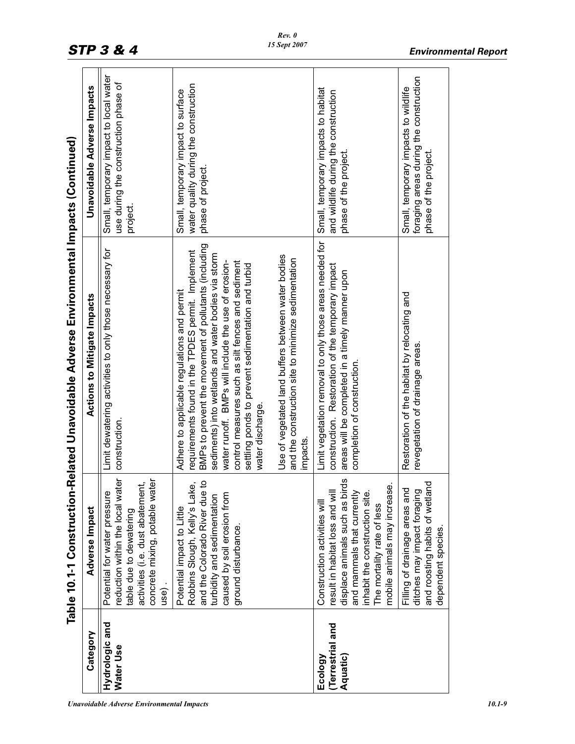## Table 10.1-1 Construction-Related Unavoidable Adverse Environmental Impacts (Continued)

| Category | Adverse Impact | Actions to Mitigate Impacts | Unavoidable Adverse Impacts |
|---|---|---|---|
| **Hydrologic and Water Use** | Potential for water pressure reduction within the local water table due to dewatering activities (i.e. dust abatement, concrete mixing, potable water use). | Limit dewatering activities to only those necessary for construction. | Small, temporary impact to local water use during the construction phase of project. |
| | Potential impact to Little Robbins Slough, Kelly's Lake, and the Colorado River due to turbidity and sedimentation caused by soil erosion from ground disturbance. | Adhere to applicable regulations and permit requirements found in the TPDES permit. Implement BMPs to prevent the movement of pollutants (including sediments) into wetlands and water bodies via storm water runoff. BMPs will include the use of erosion-control measures such as silt fences and sediment settling ponds to prevent sedimentation and turbid water discharge.<br><br>Use of vegetated land buffers between water bodies and the construction site to minimize sedimentation impacts. | Small, temporary impact to surface water quality during the construction phase of project. |
| **Ecology (Terrestrial and Aquatic)** | Construction activities will result in habitat loss and will displace animals such as birds and mammals that currently inhabit the construction site. The mortality rate of less mobile animals may increase. | Limit vegetation removal to only those areas needed for construction. Restoration of the temporary impact areas will be completed in a timely manner upon completion of construction. | Small, temporary impacts to habitat and wildlife during the construction phase of the project. |
| | Filling of drainage areas and ditches may impact foraging and roosting habits of wetland dependent species. | Restoration of the habitat by relocating and revegetation of drainage areas. | Small, temporary impacts to wildlife foraging areas during the construction phase of the project. |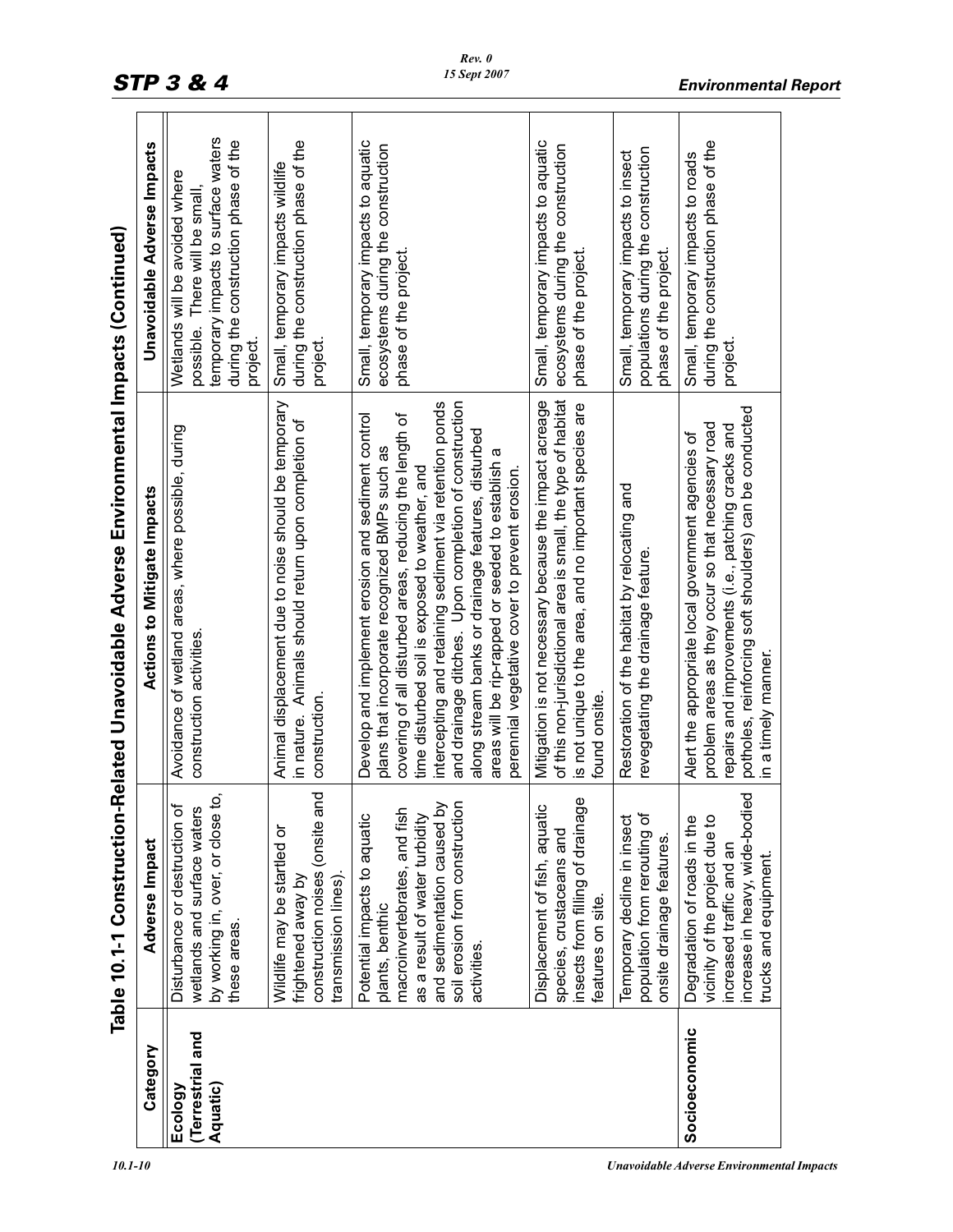## Table 10.1-1 Construction-Related Unavoidable Adverse Environmental Impacts (Continued)

| Category | Adverse Impact | Actions to Mitigate Impacts | Unavoidable Adverse Impacts |
|---|---|---|---|
| **Ecology (Terrestrial and Aquatic)** | Disturbance or destruction of wetlands and surface waters by working in, over, or close to, these areas. | Avoidance of wetland areas, where possible, during construction activities. | Wetlands will be avoided where possible. There will be small, temporary impacts to surface waters during the construction phase of the project. |
| | Wildlife may be startled or frightened away by construction noises (onsite and transmission lines). | Animal displacement due to noise should be temporary in nature. Animals should return upon completion of construction. | Small, temporary impacts wildlife during the construction phase of the project. |
| | Potential impacts to aquatic plants, benthic macroinvertebrates, and fish as a result of water turbidity and sedimentation caused by soil erosion from construction activities. | Develop and implement erosion and sediment control plans that incorporate recognized BMPs such as covering of all disturbed areas, reducing the length of time disturbed soil is exposed to weather, and intercepting and retaining sediment via retention ponds and drainage ditches. Upon completion of construction along stream banks or drainage features, disturbed areas will be rip-rapped or seeded to establish a perennial vegetative cover to prevent erosion. | Small, temporary impacts to aquatic ecosystems during the construction phase of the project. |
| | Displacement of fish, aquatic species, crustaceans and insects from filling of drainage features on site. | Mitigation is not necessary because the impact acreage of this non-jurisdictional area is small, the type of habitat is not unique to the area, and no important species are found onsite. | Small, temporary impacts to aquatic ecosystems during the construction phase of the project. |
| | Temporary decline in insect population from rerouting of onsite drainage features. | Restoration of the habitat by relocating and revegetating the drainage feature. | Small, temporary impacts to insect populations during the construction phase of the project. |
| **Socioeconomic** | Degradation of roads in the vicinity of the project due to increased traffic and an increase in heavy, wide-bodied trucks and equipment. | Alert the appropriate local government agencies of problem areas as they occur so that necessary road repairs and improvements (i.e., patching cracks and potholes, reinforcing soft shoulders) can be conducted in a timely manner. | Small, temporary impacts to roads during the construction phase of the project. |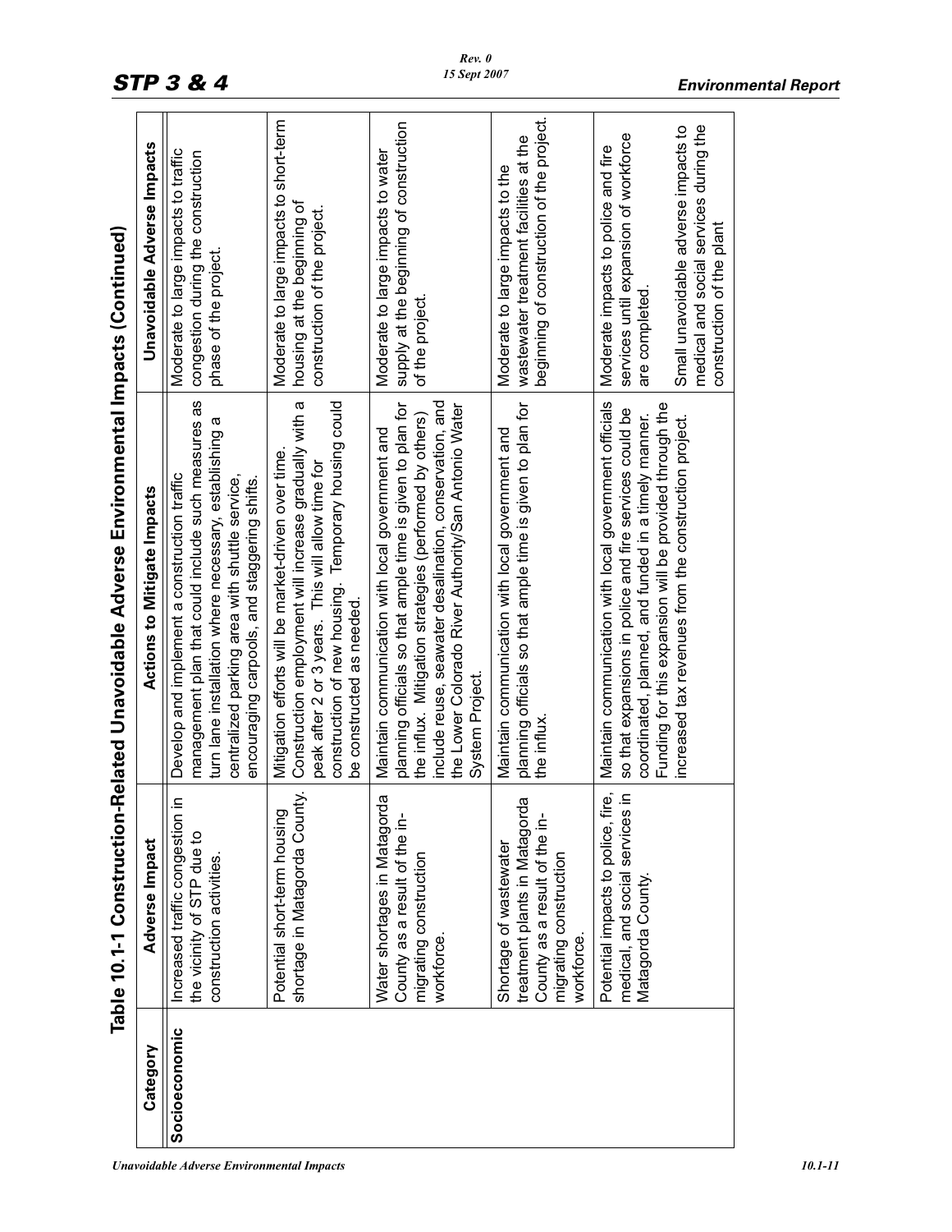## Table 10.1-1 Construction-Related Unavoidable Adverse Environmental Impacts (Continued)

| Category | Adverse Impact | Actions to Mitigate Impacts | Unavoidable Adverse Impacts |
|---|---|---|---|
| **Socioeconomic** | Increased traffic congestion in the vicinity of STP due to construction activities. | Develop and implement a construction traffic management plan that could include such measures as turn lane installation where necessary, establishing a centralized parking area with shuttle service, encouraging carpools, and staggering shifts. | Moderate to large impacts to traffic congestion during the construction phase of the project. |
| | Potential short-term housing shortage in Matagorda County. | Mitigation efforts will be market-driven over time. Construction employment will increase gradually with a peak after 2 or 3 years. This will allow time for construction of new housing. Temporary housing could be constructed as needed. | Moderate to large impacts to short-term housing at the beginning of construction of the project. |
| | Water shortages in Matagorda County as a result of the in-migrating construction workforce. | Maintain communication with local government and planning officials so that ample time is given to plan for the influx. Mitigation strategies (performed by others) include reuse, seawater desalination, conservation, and the Lower Colorado River Authority/San Antonio Water System Project. | Moderate to large impacts to water supply at the beginning of construction of the project. |
| | Shortage of wastewater treatment plants in Matagorda County as a result of the in-migrating construction workforce. | Maintain communication with local government and planning officials so that ample time is given to plan for the influx. | Moderate to large impacts to the wastewater treatment facilities at the beginning of construction of the project. |
| | Potential impacts to police, fire, medical, and social services in Matagorda County. | Maintain communication with local government officials so that expansions in police and fire services could be coordinated, planned, and funded in a timely manner. Funding for this expansion will be provided through the increased tax revenues from the construction project. | Moderate impacts to police and fire services until expansion of workforce are completed.<br><br>Small unavoidable adverse impacts to medical and social services during the construction of the plant |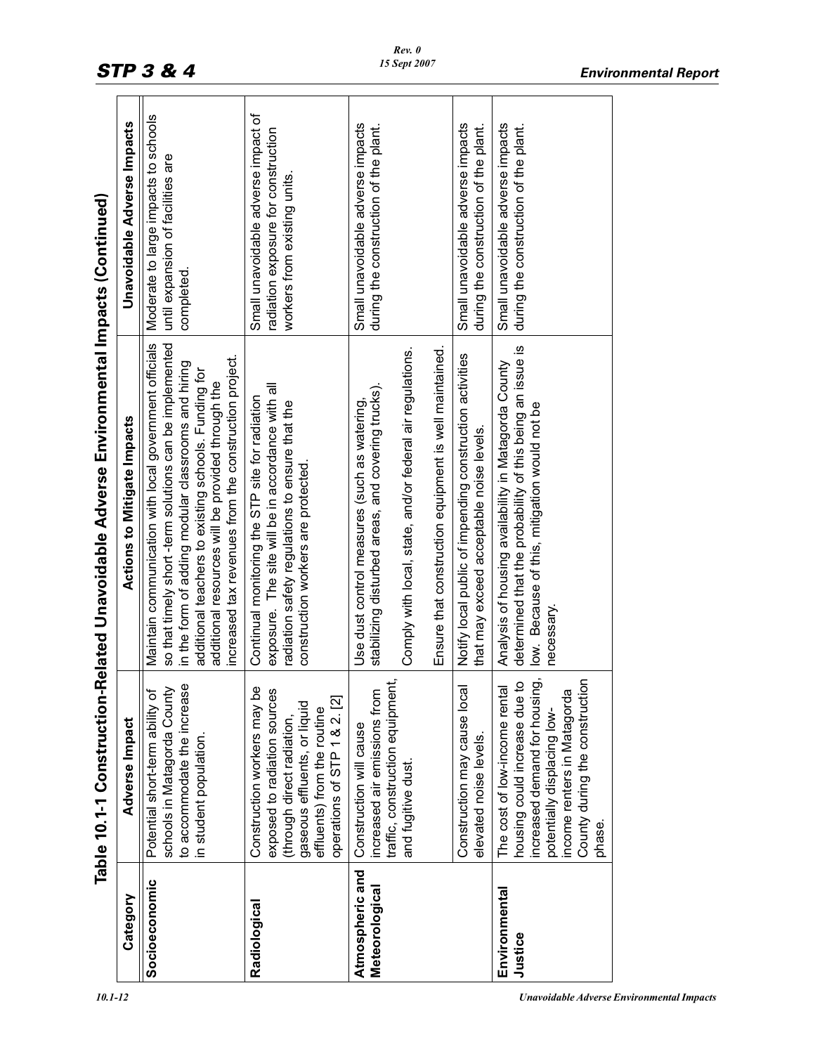## Table 10.1-1 Construction-Related Unavoidable Adverse Environmental Impacts (Continued)

| Category | Adverse Impact | Actions to Mitigate Impacts | Unavoidable Adverse Impacts |
|---|---|---|---|
| **Socioeconomic** | Potential short-term ability of schools in Matagorda County to accommodate the increase in student population. | Maintain communication with local government officials so that timely short -term solutions can be implemented in the form of adding modular classrooms and hiring additional teachers to existing schools. Funding for additional resources will be provided through the increased tax revenues from the construction project. | Moderate to large impacts to schools until expansion of facilities are completed. |
| **Radiological** | Construction workers may be exposed to radiation sources (through direct radiation, gaseous effluents, or liquid effluents) from the routine operations of STP 1 & 2. [2] | Continual monitoring the STP site for radiation exposure. The site will be in accordance with all radiation safety regulations to ensure that the construction workers are protected. | Small unavoidable adverse impact of radiation exposure for construction workers from existing units. |
| **Atmospheric and Meteorological** | Construction will cause increased air emissions from traffic, construction equipment, and fugitive dust. | Use dust control measures (such as watering, stabilizing disturbed areas, and covering trucks).<br><br>Comply with local, state, and/or federal air regulations.<br><br>Ensure that construction equipment is well maintained. | Small unavoidable adverse impacts during the construction of the plant. |
| | Construction may cause local elevated noise levels. | Notify local public of impending construction activities that may exceed acceptable noise levels. | Small unavoidable adverse impacts during the construction of the plant. |
| **Environmental Justice** | The cost of low-income rental housing could increase due to increased demand for housing, potentially displacing low-income renters in Matagorda County during the construction phase. | Analysis of housing availability in Matagorda County determined that the probability of this being an issue is low. Because of this, mitigation would not be necessary. | Small unavoidable adverse impacts during the construction of the plant. |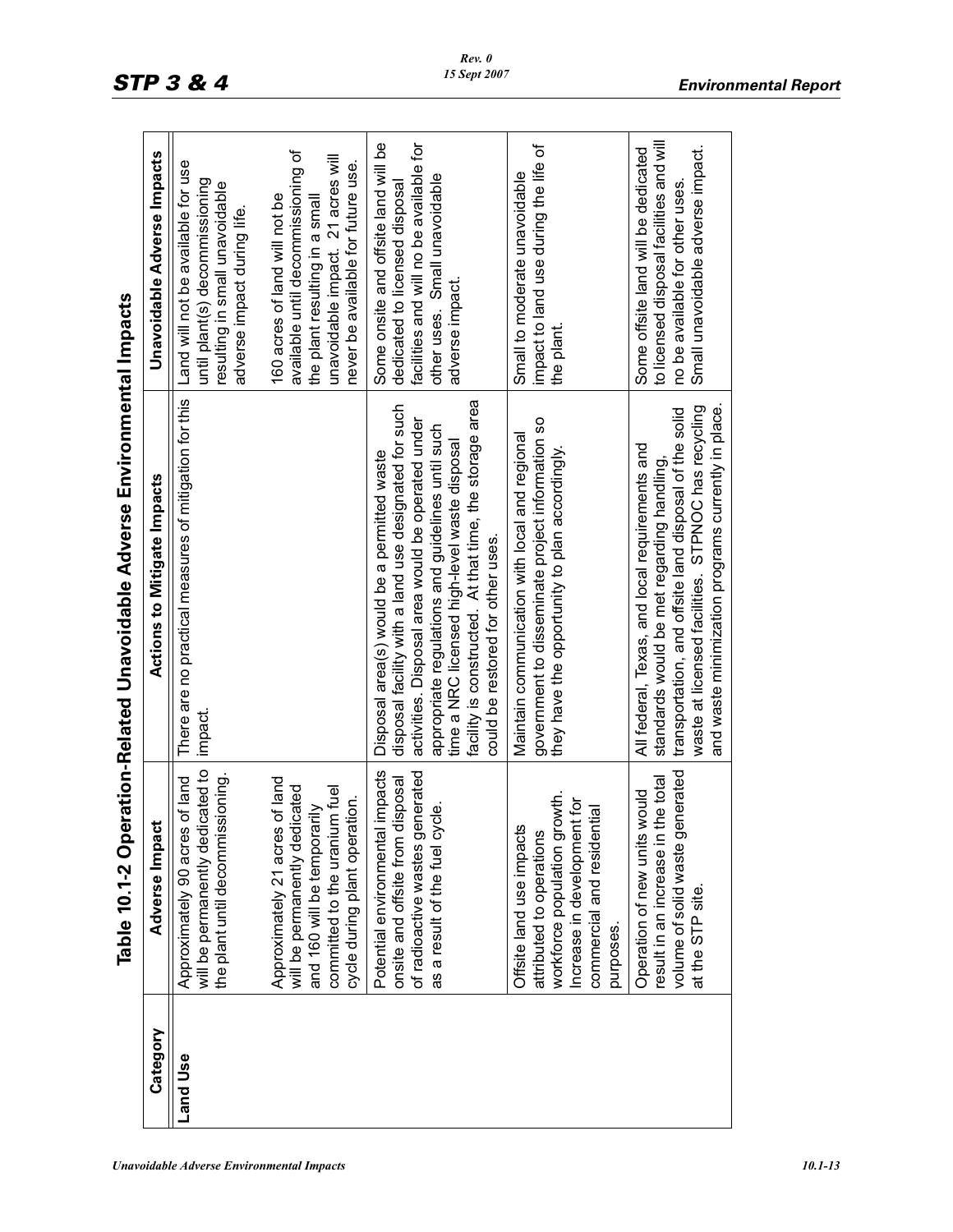## Table 10.1-2 Operation-Related Unavoidable Adverse Environmental Impacts

| Category | Adverse Impact | Actions to Mitigate Impacts | Unavoidable Adverse Impacts |
|---|---|---|---|
| **Land Use** | Approximately 90 acres of land will be permanently dedicated to the plant until decommissioning. | There are no practical measures of mitigation for this impact. | Land will not be available for use until plant(s) decommissioning resulting in small unavoidable adverse impact during life. |
| | Approximately 21 acres of land will be permanently dedicated and 160 will be temporarily committed to the uranium fuel cycle during plant operation. | | 160 acres of land will not be available until decommissioning of the plant resulting in a small unavoidable impact. 21 acres will never be available for future use. |
| | Potential environmental impacts onsite and offsite from disposal of radioactive wastes generated as a result of the fuel cycle. | Disposal area(s) would be a permitted waste disposal facility with a land use designated for such activities. Disposal area would be operated under appropriate regulations and guidelines until such time a NRC licensed high-level waste disposal facility is constructed. At that time, the storage area could be restored for other uses. | Some onsite and offsite land will be dedicated to licensed disposal facilities and will no be available for other uses. Small unavoidable adverse impact. |
| | Offsite land use impacts attributed to operations workforce population growth. Increase in development for commercial and residential purposes. | Maintain communication with local and regional government to disseminate project information so they have the opportunity to plan accordingly. | Small to moderate unavoidable impact to land use during the life of the plant. |
| | Operation of new units would result in an increase in the total volume of solid waste generated at the STP site. | All federal, Texas, and local requirements and standards would be met regarding handling, transportation, and offsite land disposal of the solid waste at licensed facilities. STPNOC has recycling and waste minimization programs currently in place. | Some offsite land will be dedicated to licensed disposal facilities and will no be available for other uses. Small unavoidable adverse impact. |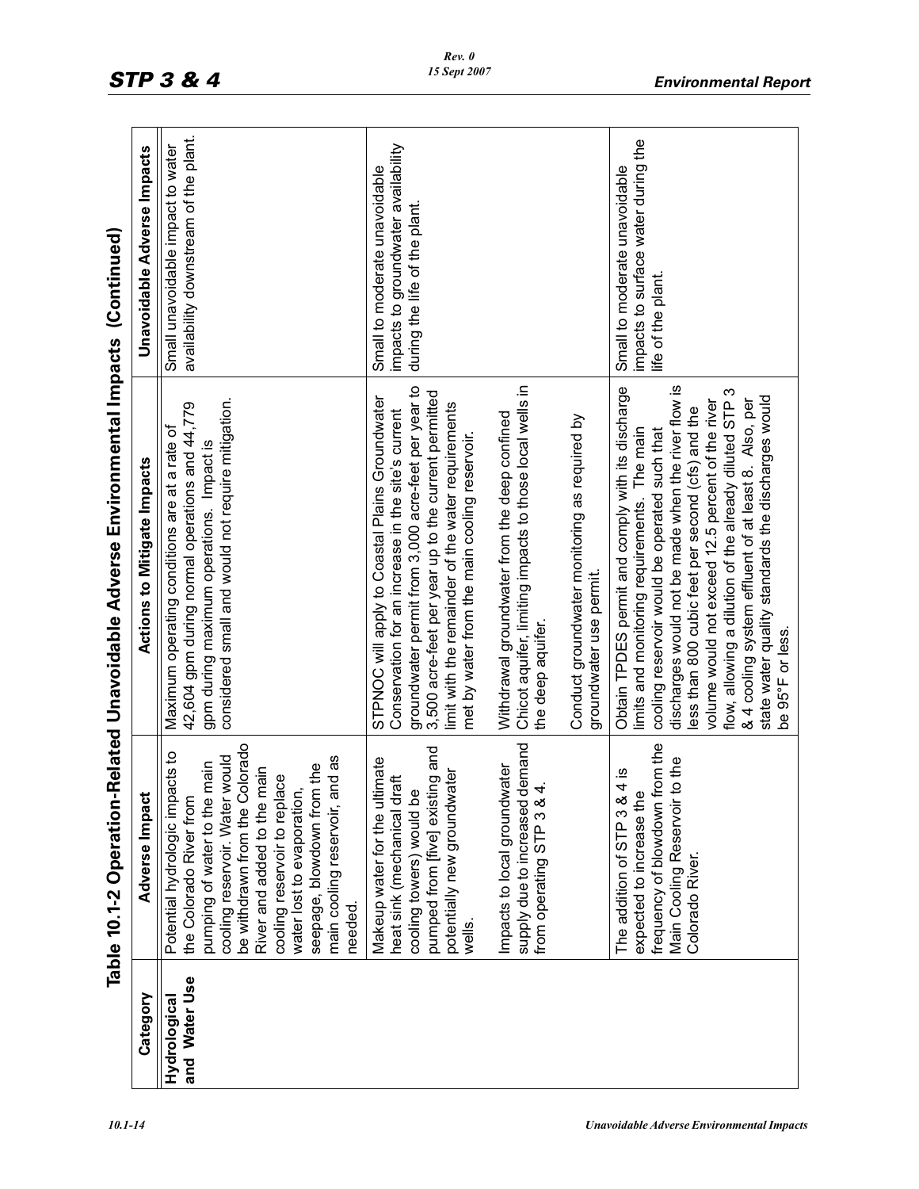## Table 10.1-2 Operation-Related Unavoidable Adverse Environmental Impacts (Continued)

| Category | Adverse Impact | Actions to Mitigate Impacts | Unavoidable Adverse Impacts |
|---|---|---|---|
| **Hydrological and Water Use** | Potential hydrologic impacts to the Colorado River from pumping of water to the main cooling reservoir. Water would be withdrawn from the Colorado River and added to the main cooling reservoir to replace water lost to evaporation, seepage, blowdown from the main cooling reservoir, and as needed. | Maximum operating conditions are at a rate of 42,604 gpm during normal operations and 44,779 gpm during maximum operations. Impact is considered small and would not require mitigation. | Small unavoidable impact to water availability downstream of the plant. |
| | Makeup water for the ultimate heat sink (mechanical draft cooling towers) would be pumped from [five] existing and potentially new groundwater wells.<br><br>Impacts to local groundwater supply due to increased demand from operating STP 3 & 4. | STPNOC will apply to Coastal Plains Groundwater Conservation for an increase in the site's current groundwater permit from 3,000 acre-feet per year to 3,500 acre-feet per year up to the current permitted limit with the remainder of the water requirements met by water from the main cooling reservoir.<br><br>Withdrawal groundwater from the deep confined Chicot aquifer, limiting impacts to those local wells in the deep aquifer.<br><br>Conduct groundwater monitoring as required by groundwater use permit. | Small to moderate unavoidable impacts to groundwater availability during the life of the plant. |
| | The addition of STP 3 & 4 is expected to increase the frequency of blowdown from the Main Cooling Reservoir to the Colorado River. | Obtain TPDES permit and comply with its discharge limits and monitoring requirements. The main cooling reservoir would be operated such that discharges would not be made when the river flow is less than 800 cubic feet per second (cfs) and the volume would not exceed 12.5 percent of the river flow, allowing a dilution of the already diluted STP 3 & 4 cooling system effluent of at least 8. Also, per state water quality standards the discharges would be 95°F or less. | Small to moderate unavoidable impacts to surface water during the life of the plant. |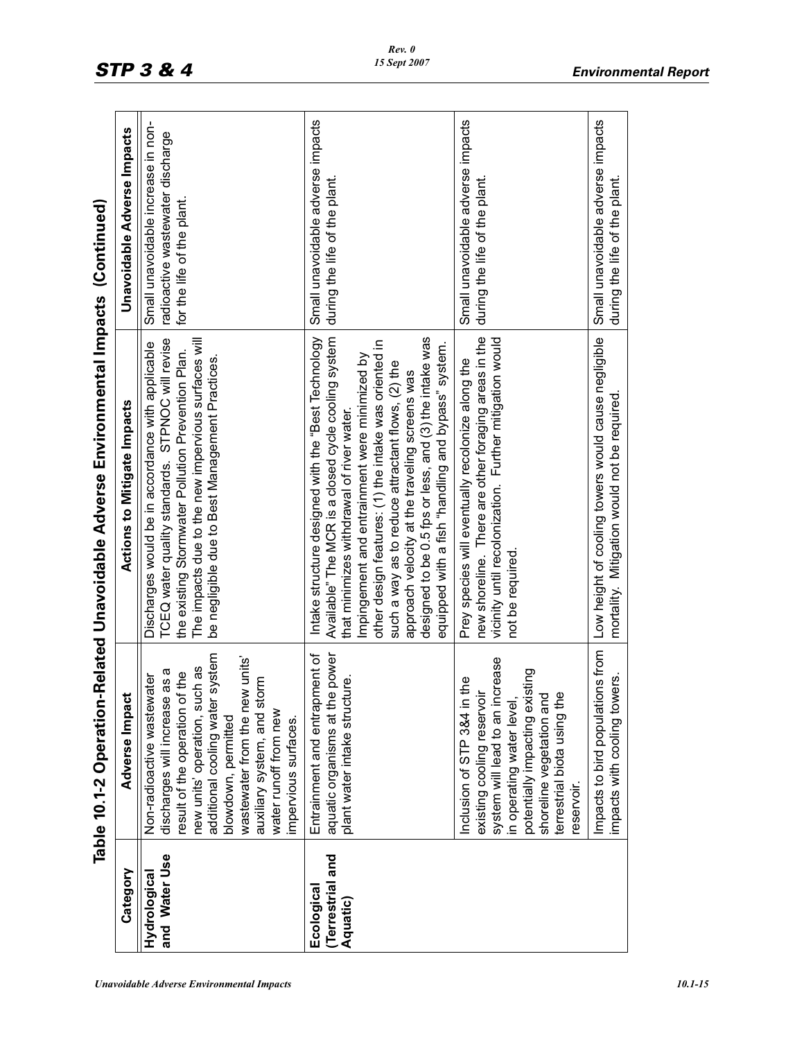## Table 10.1-2 Operation-Related Unavoidable Adverse Environmental Impacts (Continued)

| Category | Adverse Impact | Actions to Mitigate Impacts | Unavoidable Adverse Impacts |
|---|---|---|---|
| **Hydrological and Water Use** | Non-radioactive wastewater discharges will increase as a result of the operation of the new units' operation, such as additional cooling water system blowdown, permitted wastewater from the new units' auxiliary system, and storm water runoff from new impervious surfaces. | Discharges would be in accordance with applicable TCEQ water quality standards. STPNOC will revise the existing Stormwater Pollution Prevention Plan. The impacts due to the new impervious surfaces will be negligible due to Best Management Practices. | Small unavoidable increase in non-radioactive wastewater discharge for the life of the plant. |
| **Ecological (Terrestrial and Aquatic)** | Entrainment and entrapment of aquatic organisms at the power plant water intake structure. | Intake structure designed with the "Best Technology Available" The MCR is a closed cycle cooling system that minimizes withdrawal of river water. Impingement and entrainment were minimized by other design features: (1) the intake was oriented in such a way as to reduce attractant flows, (2) the approach velocity at the traveling screens was designed to be 0.5 fps or less, and (3) the intake was equipped with a fish "handling and bypass" system. | Small unavoidable adverse impacts during the life of the plant. |
| | Inclusion of STP 3&4 in the existing cooling reservoir system will lead to an increase in operating water level, potentially impacting existing shoreline vegetation and terrestrial biota using the reservoir. | Prey species will eventually recolonize along the new shoreline. There are other foraging areas in the vicinity until recolonization. Further mitigation would not be required. | Small unavoidable adverse impacts during the life of the plant. |
| | Impacts to bird populations from impacts with cooling towers. | Low height of cooling towers would cause negligible mortality. Mitigation would not be required. | Small unavoidable adverse impacts during the life of the plant. |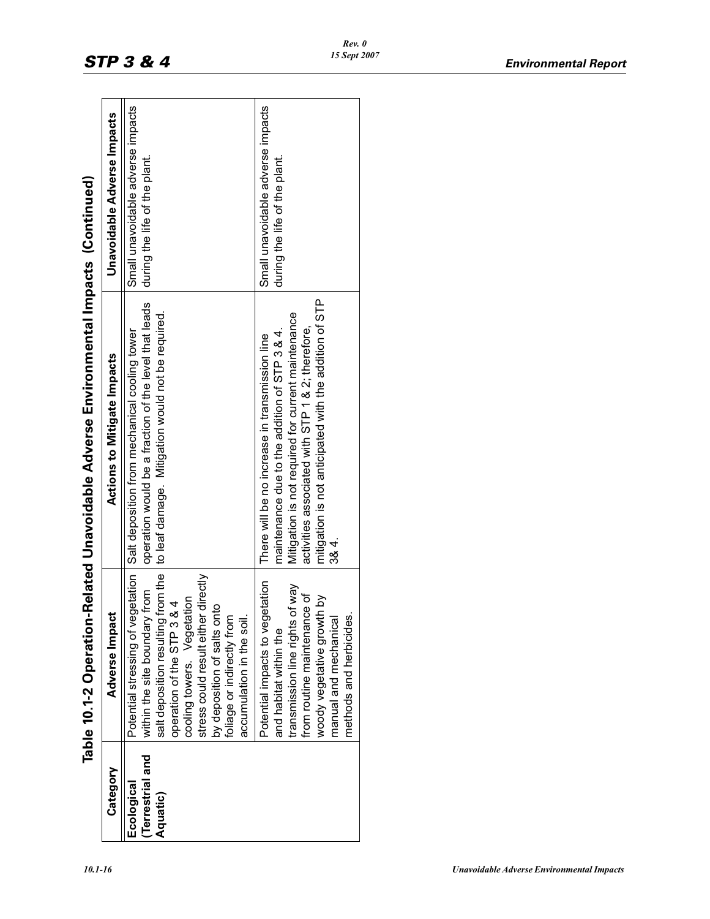## Table 10.1-2 Operation-Related Unavoidable Adverse Environmental Impacts (Continued)

| Category | Adverse Impact | Actions to Mitigate Impacts | Unavoidable Adverse Impacts |
|---|---|---|---|
| **Ecological (Terrestrial and Aquatic)** | Potential stressing of vegetation within the site boundary from salt deposition resulting from the operation of the STP 3 & 4 cooling towers. Vegetation stress could result either directly by deposition of salts onto foliage or indirectly from accumulation in the soil. | Salt deposition from mechanical cooling tower operation would be a fraction of the level that leads to leaf damage. Mitigation would not be required. | Small unavoidable adverse impacts during the life of the plant. |
| | Potential impacts to vegetation and habitat within the transmission line rights of way from routine maintenance of woody vegetative growth by manual and mechanical methods and herbicides. | There will be no increase in transmission line maintenance due to the addition of STP 3 & 4. Mitigation is not required for current maintenance activities associated with STP 1 & 2; therefore, mitigation is not anticipated with the addition of STP 3& 4. | Small unavoidable adverse impacts during the life of the plant. |